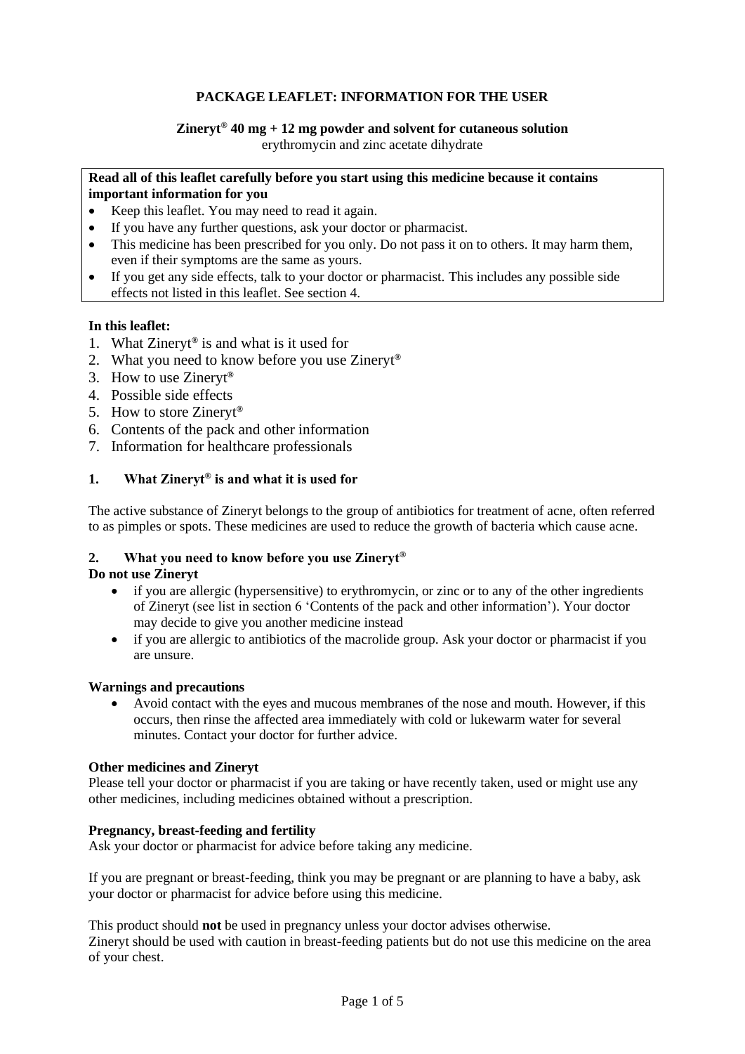# PACKAGE LEAFLET: INFORMATION FOR THE USER

## Zineryt® 40 mg + 12 mg powder and solvent for cutaneous solution

erythromycin and zinc acetate dihydrate

**Read all of this leaflet carefully before you start using this medicine because it contains important information for you**

- Keep this leaflet. You may need to read it again.
- If you have any further questions, ask your doctor or pharmacist.
- This medicine has been prescribed for you only. Do not pass it on to others. It may harm them, even if their symptoms are the same as yours.
- If you get any side effects, talk to your doctor or pharmacist. This includes any possible side effects not listed in this leaflet. See section 4.

**In this leaflet:**

1. What Zineryt® is and what is it used for
2. What you need to know before you use Zineryt®
3. How to use Zineryt®
4. Possible side effects
5. How to store Zineryt®
6. Contents of the pack and other information
7. Information for healthcare professionals

## 1. What Zineryt® is and what it is used for

The active substance of Zineryt belongs to the group of antibiotics for treatment of acne, often referred to as pimples or spots. These medicines are used to reduce the growth of bacteria which cause acne.

## 2. What you need to know before you use Zineryt®

**Do not use Zineryt**

- if you are allergic (hypersensitive) to erythromycin, or zinc or to any of the other ingredients of Zineryt (see list in section 6 'Contents of the pack and other information'). Your doctor may decide to give you another medicine instead
- if you are allergic to antibiotics of the macrolide group. Ask your doctor or pharmacist if you are unsure.

**Warnings and precautions**

- Avoid contact with the eyes and mucous membranes of the nose and mouth. However, if this occurs, then rinse the affected area immediately with cold or lukewarm water for several minutes. Contact your doctor for further advice.

**Other medicines and Zineryt**

Please tell your doctor or pharmacist if you are taking or have recently taken, used or might use any other medicines, including medicines obtained without a prescription.

**Pregnancy, breast-feeding and fertility**

Ask your doctor or pharmacist for advice before taking any medicine.

If you are pregnant or breast-feeding, think you may be pregnant or are planning to have a baby, ask your doctor or pharmacist for advice before using this medicine.

This product should **not** be used in pregnancy unless your doctor advises otherwise.
Zineryt should be used with caution in breast-feeding patients but do not use this medicine on the area of your chest.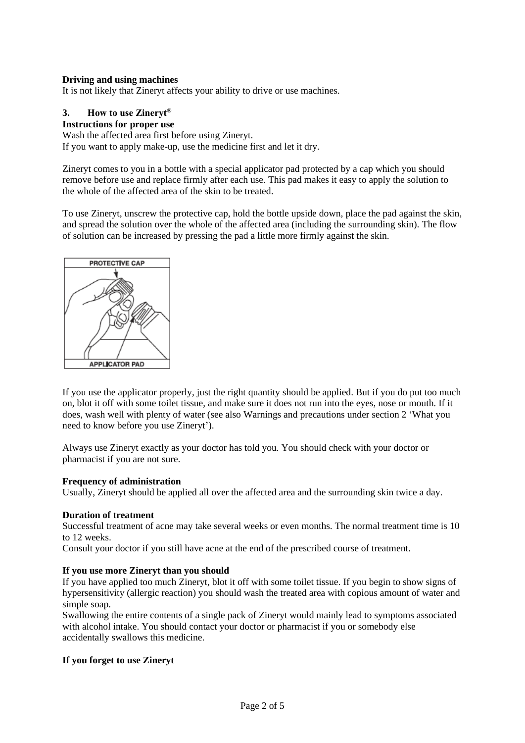**Driving and using machines**

It is not likely that Zineryt affects your ability to drive or use machines.

## 3. How to use Zineryt®

**Instructions for proper use**

Wash the affected area first before using Zineryt.
If you want to apply make-up, use the medicine first and let it dry.

Zineryt comes to you in a bottle with a special applicator pad protected by a cap which you should remove before use and replace firmly after each use. This pad makes it easy to apply the solution to the whole of the affected area of the skin to be treated.

To use Zineryt, unscrew the protective cap, hold the bottle upside down, place the pad against the skin, and spread the solution over the whole of the affected area (including the surrounding skin). The flow of solution can be increased by pressing the pad a little more firmly against the skin.

If you use the applicator properly, just the right quantity should be applied. But if you do put too much on, blot it off with some toilet tissue, and make sure it does not run into the eyes, nose or mouth. If it does, wash well with plenty of water (see also Warnings and precautions under section 2 'What you need to know before you use Zineryt').

Always use Zineryt exactly as your doctor has told you. You should check with your doctor or pharmacist if you are not sure.

**Frequency of administration**

Usually, Zineryt should be applied all over the affected area and the surrounding skin twice a day.

**Duration of treatment**

Successful treatment of acne may take several weeks or even months. The normal treatment time is 10 to 12 weeks.
Consult your doctor if you still have acne at the end of the prescribed course of treatment.

**If you use more Zineryt than you should**

If you have applied too much Zineryt, blot it off with some toilet tissue. If you begin to show signs of hypersensitivity (allergic reaction) you should wash the treated area with copious amount of water and simple soap.
Swallowing the entire contents of a single pack of Zineryt would mainly lead to symptoms associated with alcohol intake. You should contact your doctor or pharmacist if you or somebody else accidentally swallows this medicine.

**If you forget to use Zineryt**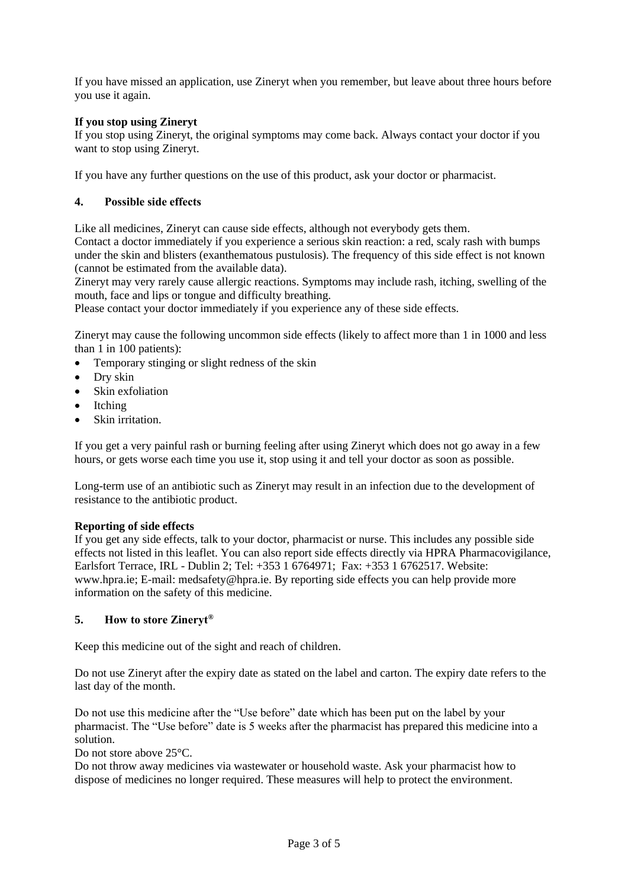If you have missed an application, use Zineryt when you remember, but leave about three hours before you use it again.

**If you stop using Zineryt**

If you stop using Zineryt, the original symptoms may come back. Always contact your doctor if you want to stop using Zineryt.

If you have any further questions on the use of this product, ask your doctor or pharmacist.

## 4. Possible side effects

Like all medicines, Zineryt can cause side effects, although not everybody gets them.
Contact a doctor immediately if you experience a serious skin reaction: a red, scaly rash with bumps under the skin and blisters (exanthematous pustulosis). The frequency of this side effect is not known (cannot be estimated from the available data).
Zineryt may very rarely cause allergic reactions. Symptoms may include rash, itching, swelling of the mouth, face and lips or tongue and difficulty breathing.
Please contact your doctor immediately if you experience any of these side effects.

Zineryt may cause the following uncommon side effects (likely to affect more than 1 in 1000 and less than 1 in 100 patients):

- Temporary stinging or slight redness of the skin
- Dry skin
- Skin exfoliation
- Itching
- Skin irritation.

If you get a very painful rash or burning feeling after using Zineryt which does not go away in a few hours, or gets worse each time you use it, stop using it and tell your doctor as soon as possible.

Long-term use of an antibiotic such as Zineryt may result in an infection due to the development of resistance to the antibiotic product.

**Reporting of side effects**

If you get any side effects, talk to your doctor, pharmacist or nurse. This includes any possible side effects not listed in this leaflet. You can also report side effects directly via HPRA Pharmacovigilance, Earlsfort Terrace, IRL - Dublin 2; Tel: +353 1 6764971; Fax: +353 1 6762517. Website: www.hpra.ie; E-mail: medsafety@hpra.ie. By reporting side effects you can help provide more information on the safety of this medicine.

## 5. How to store Zineryt®

Keep this medicine out of the sight and reach of children.

Do not use Zineryt after the expiry date as stated on the label and carton. The expiry date refers to the last day of the month.

Do not use this medicine after the "Use before" date which has been put on the label by your pharmacist. The "Use before" date is 5 weeks after the pharmacist has prepared this medicine into a solution.
Do not store above 25°C.
Do not throw away medicines via wastewater or household waste. Ask your pharmacist how to dispose of medicines no longer required. These measures will help to protect the environment.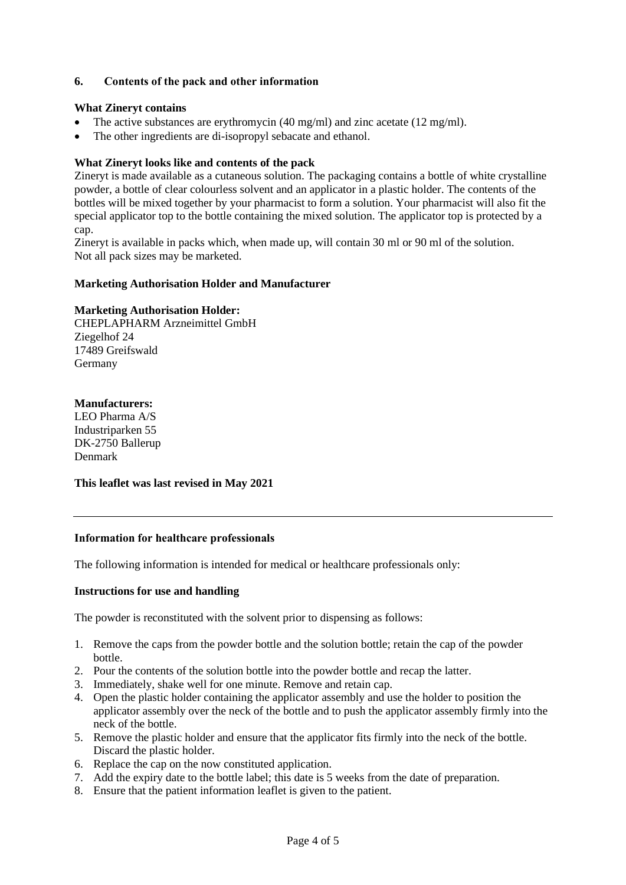## 6. Contents of the pack and other information

**What Zineryt contains**

- The active substances are erythromycin (40 mg/ml) and zinc acetate (12 mg/ml).
- The other ingredients are di-isopropyl sebacate and ethanol.

**What Zineryt looks like and contents of the pack**

Zineryt is made available as a cutaneous solution. The packaging contains a bottle of white crystalline powder, a bottle of clear colourless solvent and an applicator in a plastic holder. The contents of the bottles will be mixed together by your pharmacist to form a solution. Your pharmacist will also fit the special applicator top to the bottle containing the mixed solution. The applicator top is protected by a cap.

Zineryt is available in packs which, when made up, will contain 30 ml or 90 ml of the solution.
Not all pack sizes may be marketed.

**Marketing Authorisation Holder and Manufacturer**

**Marketing Authorisation Holder:**

CHEPLAPHARM Arzneimittel GmbH
Ziegelhof 24
17489 Greifswald
Germany

**Manufacturers:**

LEO Pharma A/S
Industriparken 55
DK-2750 Ballerup
Denmark

**This leaflet was last revised in May 2021**

---

**Information for healthcare professionals**

The following information is intended for medical or healthcare professionals only:

**Instructions for use and handling**

The powder is reconstituted with the solvent prior to dispensing as follows:

1. Remove the caps from the powder bottle and the solution bottle; retain the cap of the powder bottle.
2. Pour the contents of the solution bottle into the powder bottle and recap the latter.
3. Immediately, shake well for one minute. Remove and retain cap.
4. Open the plastic holder containing the applicator assembly and use the holder to position the applicator assembly over the neck of the bottle and to push the applicator assembly firmly into the neck of the bottle.
5. Remove the plastic holder and ensure that the applicator fits firmly into the neck of the bottle. Discard the plastic holder.
6. Replace the cap on the now constituted application.
7. Add the expiry date to the bottle label; this date is 5 weeks from the date of preparation.
8. Ensure that the patient information leaflet is given to the patient.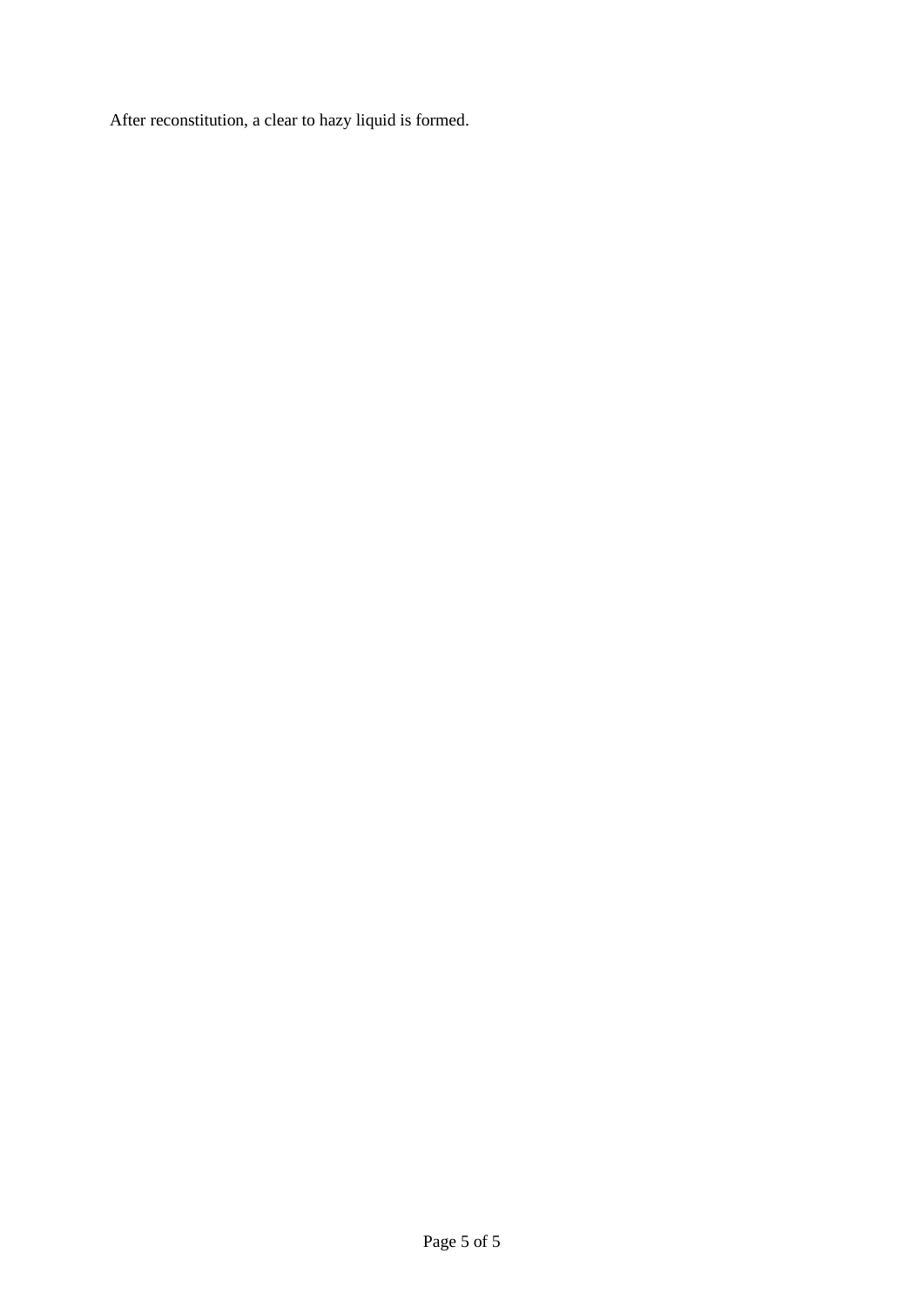After reconstitution, a clear to hazy liquid is formed.